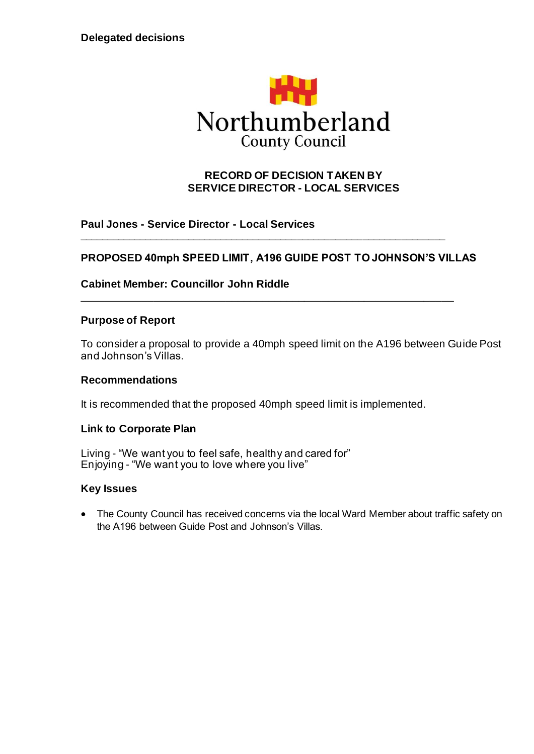**Delegated decisions**

Northumberland
County Council

**RECORD OF DECISION TAKEN BY**
**SERVICE DIRECTOR - LOCAL SERVICES**

**Paul Jones - Service Director - Local Services**

---

**PROPOSED 40mph SPEED LIMIT, A196 GUIDE POST TO JOHNSON'S VILLAS**

**Cabinet Member: Councillor John Riddle**

---

### Purpose of Report

To consider a proposal to provide a 40mph speed limit on the A196 between Guide Post and Johnson's Villas.

### Recommendations

It is recommended that the proposed 40mph speed limit is implemented.

### Link to Corporate Plan

Living - "We want you to feel safe, healthy and cared for"
Enjoying - "We want you to love where you live"

### Key Issues

- The County Council has received concerns via the local Ward Member about traffic safety on the A196 between Guide Post and Johnson's Villas.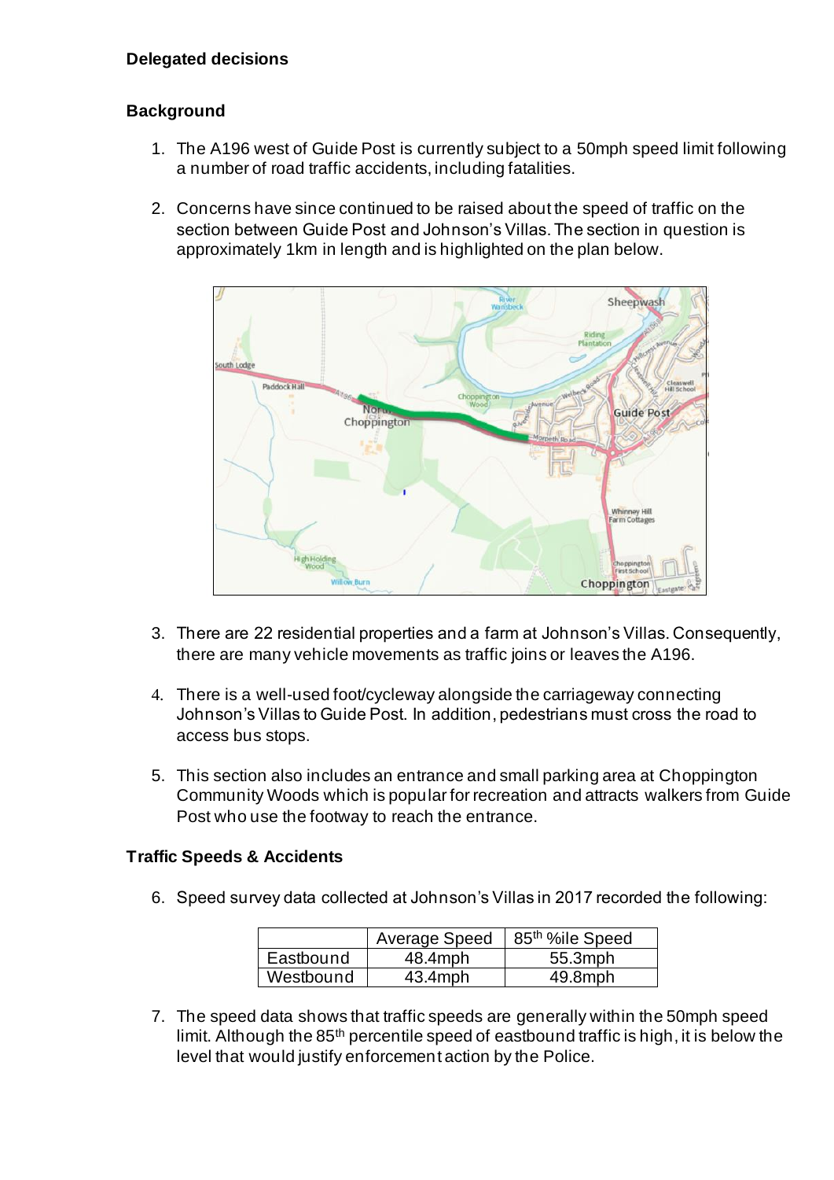**Delegated decisions**

**Background**

1. The A196 west of Guide Post is currently subject to a 50mph speed limit following a number of road traffic accidents, including fatalities.

2. Concerns have since continued to be raised about the speed of traffic on the section between Guide Post and Johnson's Villas. The section in question is approximately 1km in length and is highlighted on the plan below.

3. There are 22 residential properties and a farm at Johnson's Villas. Consequently, there are many vehicle movements as traffic joins or leaves the A196.

4. There is a well-used foot/cycleway alongside the carriageway connecting Johnson's Villas to Guide Post. In addition, pedestrians must cross the road to access bus stops.

5. This section also includes an entrance and small parking area at Choppington Community Woods which is popular for recreation and attracts walkers from Guide Post who use the footway to reach the entrance.

**Traffic Speeds & Accidents**

6. Speed survey data collected at Johnson's Villas in 2017 recorded the following:

| | Average Speed | 85th %ile Speed |
|---|---|---|
| Eastbound | 48.4mph | 55.3mph |
| Westbound | 43.4mph | 49.8mph |

7. The speed data shows that traffic speeds are generally within the 50mph speed limit. Although the 85th percentile speed of eastbound traffic is high, it is below the level that would justify enforcement action by the Police.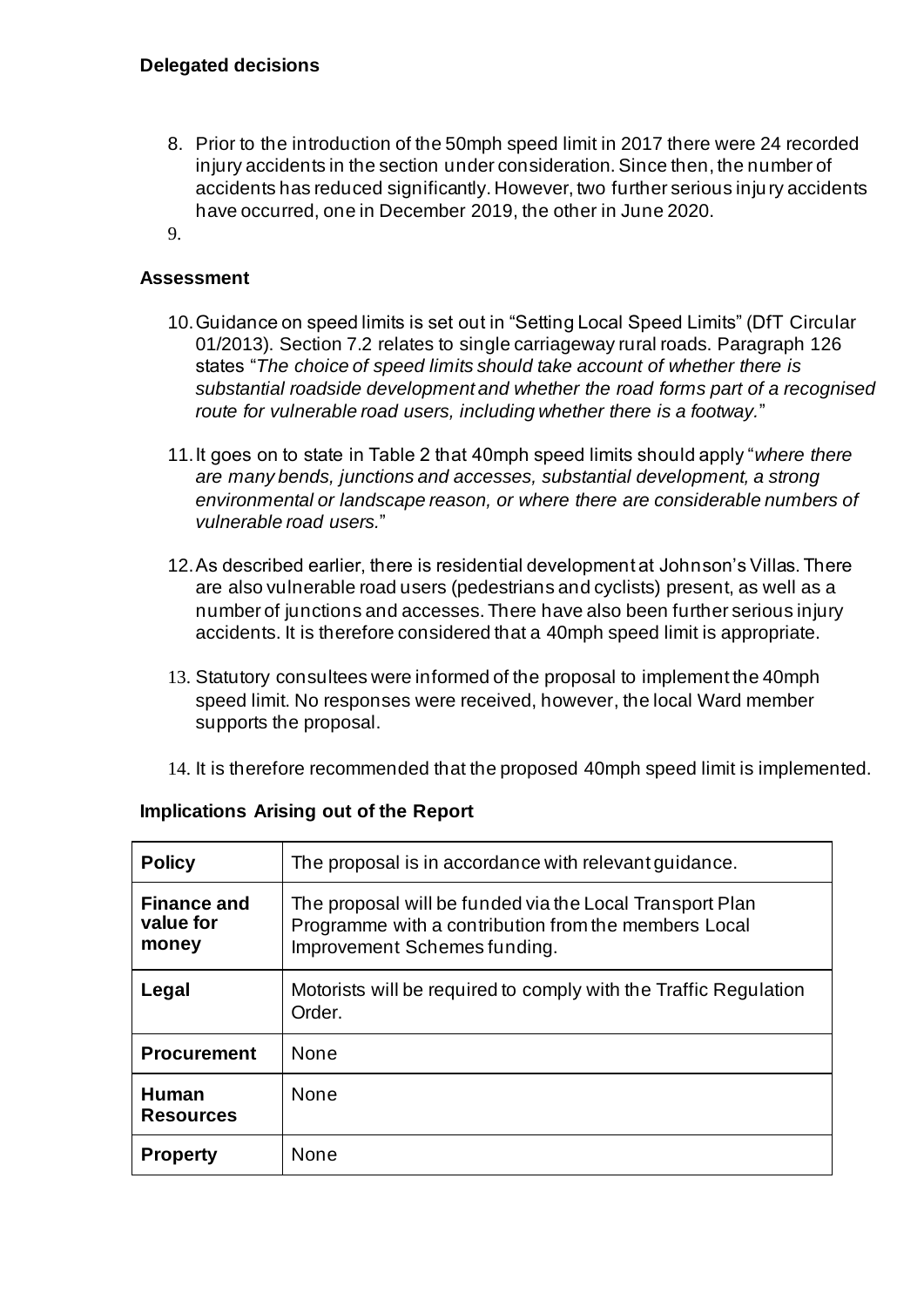**Delegated decisions**

8. Prior to the introduction of the 50mph speed limit in 2017 there were 24 recorded injury accidents in the section under consideration. Since then, the number of accidents has reduced significantly. However, two further serious injury accidents have occurred, one in December 2019, the other in June 2020.
9.

**Assessment**

10. Guidance on speed limits is set out in "Setting Local Speed Limits" (DfT Circular 01/2013). Section 7.2 relates to single carriageway rural roads. Paragraph 126 states "*The choice of speed limits should take account of whether there is substantial roadside development and whether the road forms part of a recognised route for vulnerable road users, including whether there is a footway.*"

11. It goes on to state in Table 2 that 40mph speed limits should apply "*where there are many bends, junctions and accesses, substantial development, a strong environmental or landscape reason, or where there are considerable numbers of vulnerable road users.*"

12. As described earlier, there is residential development at Johnson's Villas. There are also vulnerable road users (pedestrians and cyclists) present, as well as a number of junctions and accesses. There have also been further serious injury accidents. It is therefore considered that a 40mph speed limit is appropriate.

13. Statutory consultees were informed of the proposal to implement the 40mph speed limit. No responses were received, however, the local Ward member supports the proposal.

14. It is therefore recommended that the proposed 40mph speed limit is implemented.

**Implications Arising out of the Report**

| | |
|---|---|
| **Policy** | The proposal is in accordance with relevant guidance. |
| **Finance and value for money** | The proposal will be funded via the Local Transport Plan Programme with a contribution from the members Local Improvement Schemes funding. |
| **Legal** | Motorists will be required to comply with the Traffic Regulation Order. |
| **Procurement** | None |
| **Human Resources** | None |
| **Property** | None |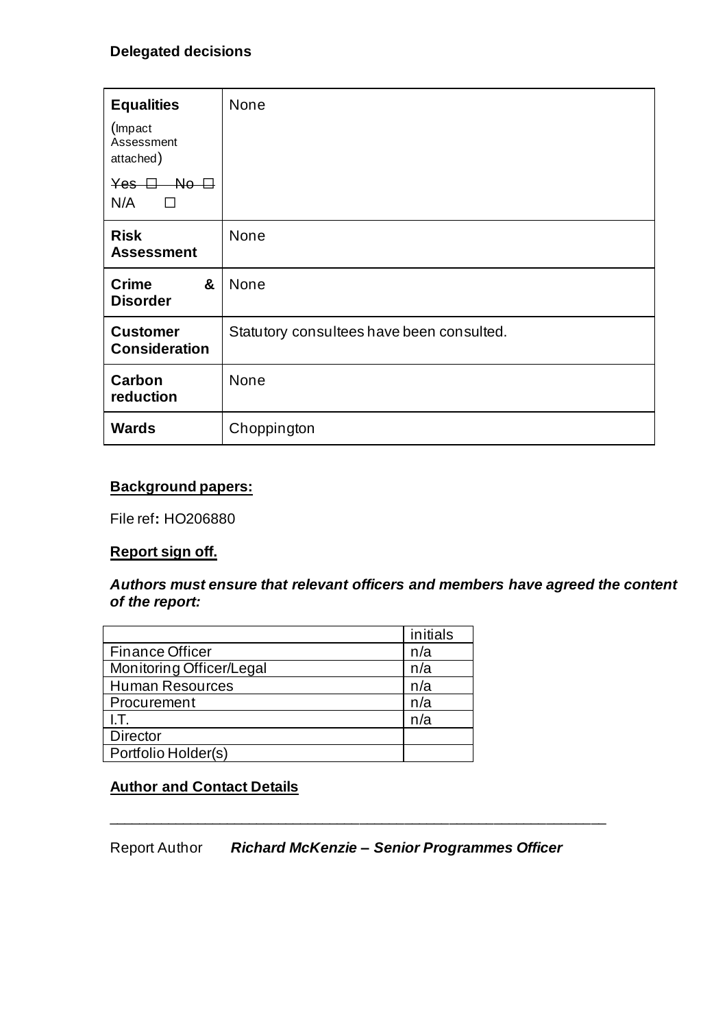**Delegated decisions**

| **Equalities** (Impact Assessment attached) ~~Yes ☐ No ☐~~ N/A ☐ | None |
|---|---|
| **Risk Assessment** | None |
| **Crime & Disorder** | None |
| **Customer Consideration** | Statutory consultees have been consulted. |
| **Carbon reduction** | None |
| **Wards** | Choppington |

**Background papers:**

File ref**:** HO206880

**Report sign off.**

***Authors must ensure that relevant officers and members have agreed the content of the report:***

| | initials |
|---|---|
| Finance Officer | n/a |
| Monitoring Officer/Legal | n/a |
| Human Resources | n/a |
| Procurement | n/a |
| I.T. | n/a |
| Director | |
| Portfolio Holder(s) | |

**Author and Contact Details**

---

Report Author ***Richard McKenzie – Senior Programmes Officer***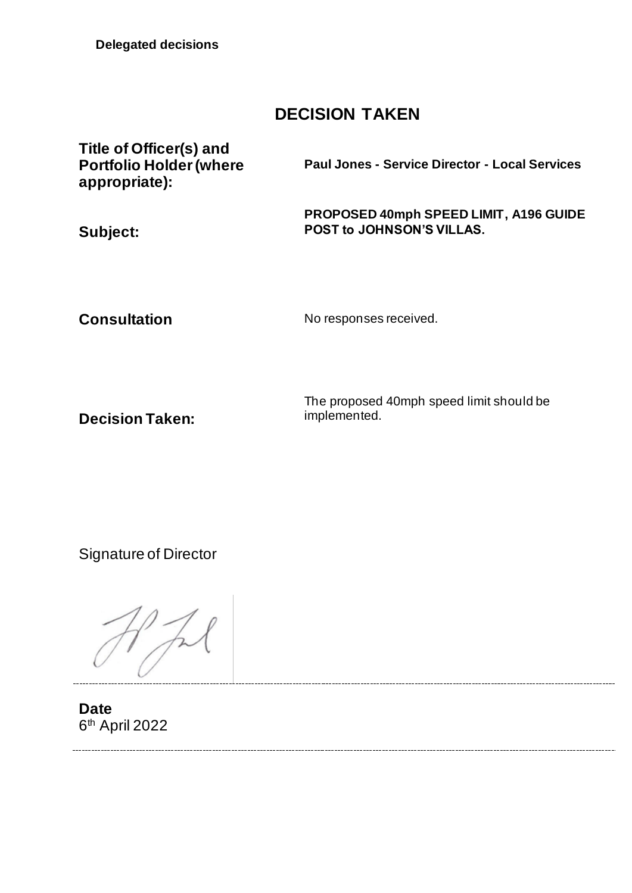**Delegated decisions**

# DECISION TAKEN

| | |
|---|---|
| **Title of Officer(s) and Portfolio Holder (where appropriate):** | **Paul Jones - Service Director - Local Services** |
| **Subject:** | **PROPOSED 40mph SPEED LIMIT, A196 GUIDE POST to JOHNSON'S VILLAS.** |
| **Consultation** | No responses received. |
| **Decision Taken:** | The proposed 40mph speed limit should be implemented. |

Signature of Director

**Date**
6th April 2022